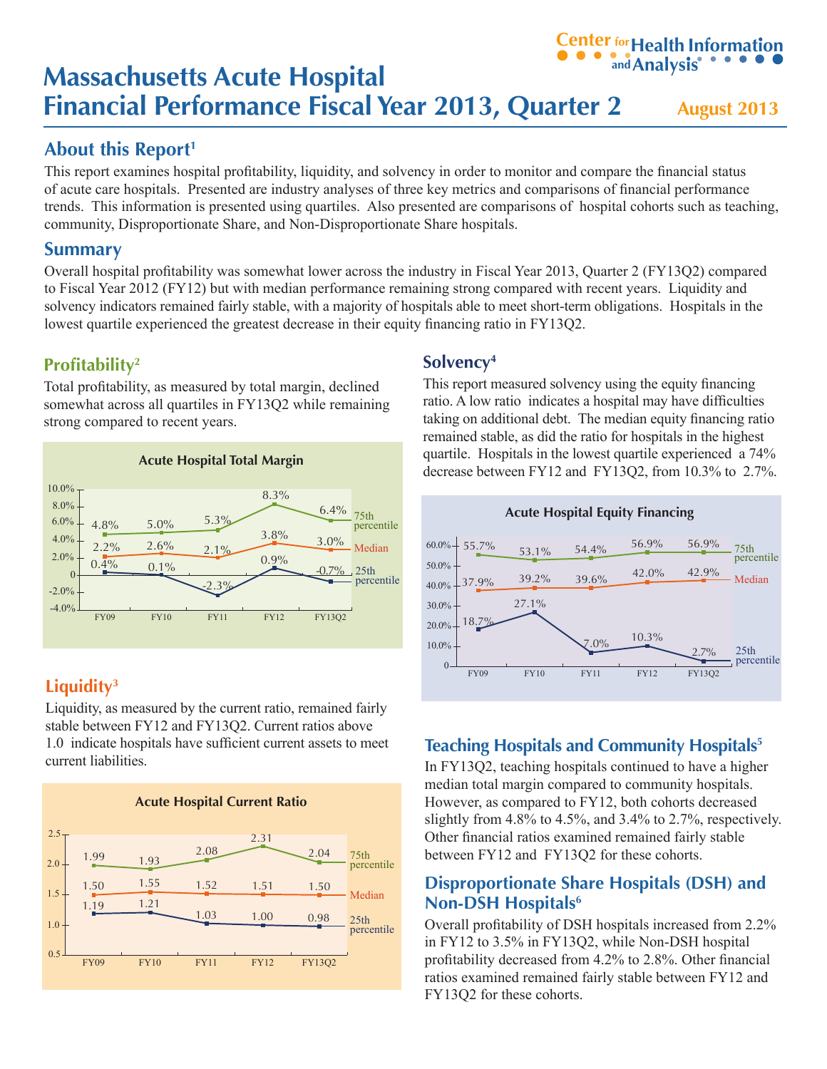# Massachusetts Acute Hospital Financial Performance Fiscal Year 2013, Quarter 2

Center for Health Information and Analysis

August 2013

## About this Report[1]

This report examines hospital profitability, liquidity, and solvency in order to monitor and compare the financial status of acute care hospitals. Presented are industry analyses of three key metrics and comparisons of financial performance trends. This information is presented using quartiles. Also presented are comparisons of hospital cohorts such as teaching, community, Disproportionate Share, and Non-Disproportionate Share hospitals.

## Summary

Overall hospital profitability was somewhat lower across the industry in Fiscal Year 2013, Quarter 2 (FY13Q2) compared to Fiscal Year 2012 (FY12) but with median performance remaining strong compared with recent years. Liquidity and solvency indicators remained fairly stable, with a majority of hospitals able to meet short-term obligations. Hospitals in the lowest quartile experienced the greatest decrease in their equity financing ratio in FY13Q2.

## Profitability[2]

Total profitability, as measured by total margin, declined somewhat across all quartiles in FY13Q2 while remaining strong compared to recent years.

**Acute Hospital Total Margin**

| | FY09 | FY10 | FY11 | FY12 | FY13Q2 |
|---|---|---|---|---|---|
| 75th percentile | 4.8% | 5.0% | 5.3% | 8.3% | 6.4% |
| Median | 2.2% | 2.6% | 2.1% | 3.8% | 3.0% |
| 25th percentile | 0.4% | 0.1% | -2.3% | 0.9% | -0.7% |

## Liquidity[3]

Liquidity, as measured by the current ratio, remained fairly stable between FY12 and FY13Q2. Current ratios above 1.0 indicate hospitals have sufficient current assets to meet current liabilities.

**Acute Hospital Current Ratio**

| | FY09 | FY10 | FY11 | FY12 | FY13Q2 |
|---|---|---|---|---|---|
| 75th percentile | 1.99 | 1.93 | 2.08 | 2.31 | 2.04 |
| Median | 1.50 | 1.55 | 1.52 | 1.51 | 1.50 |
| 25th percentile | 1.19 | 1.21 | 1.03 | 1.00 | 0.98 |

## Solvency[4]

This report measured solvency using the equity financing ratio. A low ratio indicates a hospital may have difficulties taking on additional debt. The median equity financing ratio remained stable, as did the ratio for hospitals in the highest quartile. Hospitals in the lowest quartile experienced a 74% decrease between FY12 and FY13Q2, from 10.3% to 2.7%.

**Acute Hospital Equity Financing**

| | FY09 | FY10 | FY11 | FY12 | FY13Q2 |
|---|---|---|---|---|---|
| 75th percentile | 55.7% | 53.1% | 54.4% | 56.9% | 56.9% |
| Median | 37.9% | 39.2% | 39.6% | 42.0% | 42.9% |
| 25th percentile | 18.7% | 27.1% | 7.0% | 10.3% | 2.7% |

## Teaching Hospitals and Community Hospitals[5]

In FY13Q2, teaching hospitals continued to have a higher median total margin compared to community hospitals. However, as compared to FY12, both cohorts decreased slightly from 4.8% to 4.5%, and 3.4% to 2.7%, respectively. Other financial ratios examined remained fairly stable between FY12 and FY13Q2 for these cohorts.

## Disproportionate Share Hospitals (DSH) and Non-DSH Hospitals[6]

Overall profitability of DSH hospitals increased from 2.2% in FY12 to 3.5% in FY13Q2, while Non-DSH hospital profitability decreased from 4.2% to 2.8%. Other financial ratios examined remained fairly stable between FY12 and FY13Q2 for these cohorts.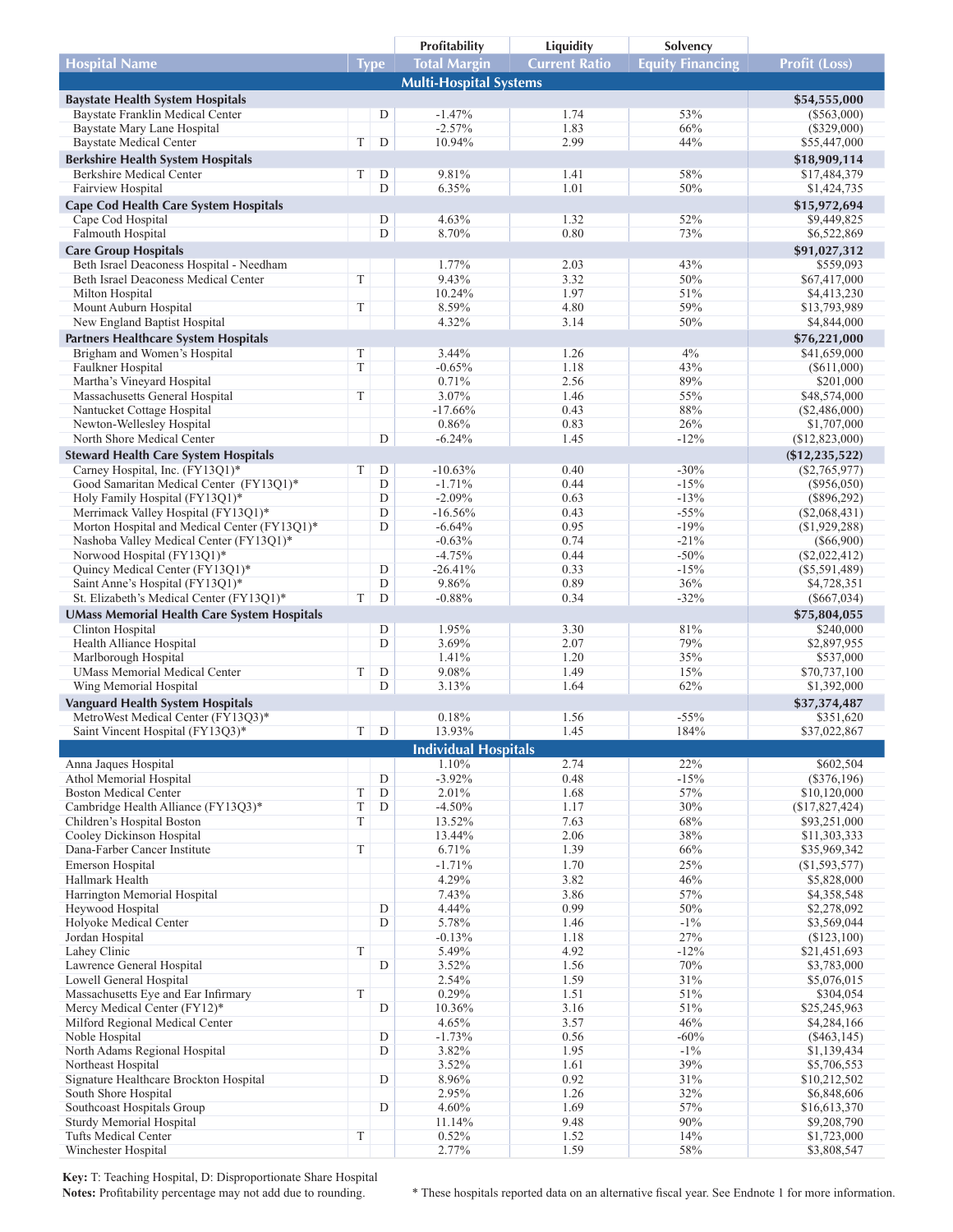| Hospital Name | Type | | Profitability Total Margin | Liquidity Current Ratio | Solvency Equity Financing | Profit (Loss) |
|---|---|---|---|---|---|---|
| **Multi-Hospital Systems** | | | | | | |
| **Baystate Health System Hospitals** | | | | | | **$54,555,000** |
| Baystate Franklin Medical Center | | D | -1.47% | 1.74 | 53% | ($563,000) |
| Baystate Mary Lane Hospital | | | -2.57% | 1.83 | 66% | ($329,000) |
| Baystate Medical Center | T | D | 10.94% | 2.99 | 44% | $55,447,000 |
| **Berkshire Health System Hospitals** | | | | | | **$18,909,114** |
| Berkshire Medical Center | T | D | 9.81% | 1.41 | 58% | $17,484,379 |
| Fairview Hospital | | D | 6.35% | 1.01 | 50% | $1,424,735 |
| **Cape Cod Health Care System Hospitals** | | | | | | **$15,972,694** |
| Cape Cod Hospital | | D | 4.63% | 1.32 | 52% | $9,449,825 |
| Falmouth Hospital | | D | 8.70% | 0.80 | 73% | $6,522,869 |
| **Care Group Hospitals** | | | | | | **$91,027,312** |
| Beth Israel Deaconess Hospital - Needham | | | 1.77% | 2.03 | 43% | $559,093 |
| Beth Israel Deaconess Medical Center | T | | 9.43% | 3.32 | 50% | $67,417,000 |
| Milton Hospital | | | 10.24% | 1.97 | 51% | $4,413,230 |
| Mount Auburn Hospital | T | | 8.59% | 4.80 | 59% | $13,793,989 |
| New England Baptist Hospital | | | 4.32% | 3.14 | 50% | $4,844,000 |
| **Partners Healthcare System Hospitals** | | | | | | **$76,221,000** |
| Brigham and Women's Hospital | T | | 3.44% | 1.26 | 4% | $41,659,000 |
| Faulkner Hospital | T | | -0.65% | 1.18 | 43% | ($611,000) |
| Martha's Vineyard Hospital | | | 0.71% | 2.56 | 89% | $201,000 |
| Massachusetts General Hospital | T | | 3.07% | 1.46 | 55% | $48,574,000 |
| Nantucket Cottage Hospital | | | -17.66% | 0.43 | 88% | ($2,486,000) |
| Newton-Wellesley Hospital | | | 0.86% | 0.83 | 26% | $1,707,000 |
| North Shore Medical Center | | D | -6.24% | 1.45 | -12% | ($12,823,000) |
| **Steward Health Care System Hospitals** | | | | | | **($12,235,522)** |
| Carney Hospital, Inc. (FY13Q1)* | T | D | -10.63% | 0.40 | -30% | ($2,765,977) |
| Good Samaritan Medical Center (FY13Q1)* | | D | -1.71% | 0.44 | -15% | ($956,050) |
| Holy Family Hospital (FY13Q1)* | | D | -2.09% | 0.63 | -13% | ($896,292) |
| Merrimack Valley Hospital (FY13Q1)* | | D | -16.56% | 0.43 | -55% | ($2,068,431) |
| Morton Hospital and Medical Center (FY13Q1)* | | D | -6.64% | 0.95 | -19% | ($1,929,288) |
| Nashoba Valley Medical Center (FY13Q1)* | | | -0.63% | 0.74 | -21% | ($66,900) |
| Norwood Hospital (FY13Q1)* | | | -4.75% | 0.44 | -50% | ($2,022,412) |
| Quincy Medical Center (FY13Q1)* | | D | -26.41% | 0.33 | -15% | ($5,591,489) |
| Saint Anne's Hospital (FY13Q1)* | | D | 9.86% | 0.89 | 36% | $4,728,351 |
| St. Elizabeth's Medical Center (FY13Q1)* | T | D | -0.88% | 0.34 | -32% | ($667,034) |
| **UMass Memorial Health Care System Hospitals** | | | | | | **$75,804,055** |
| Clinton Hospital | | D | 1.95% | 3.30 | 81% | $240,000 |
| Health Alliance Hospital | | D | 3.69% | 2.07 | 79% | $2,897,955 |
| Marlborough Hospital | | | 1.41% | 1.20 | 35% | $537,000 |
| UMass Memorial Medical Center | T | D | 9.08% | 1.49 | 15% | $70,737,100 |
| Wing Memorial Hospital | | D | 3.13% | 1.64 | 62% | $1,392,000 |
| **Vanguard Health System Hospitals** | | | | | | **$37,374,487** |
| MetroWest Medical Center (FY13Q3)* | | | 0.18% | 1.56 | -55% | $351,620 |
| Saint Vincent Hospital (FY13Q3)* | T | D | 13.93% | 1.45 | 184% | $37,022,867 |
| **Individual Hospitals** | | | | | | |
| Anna Jaques Hospital | | | 1.10% | 2.74 | 22% | $602,504 |
| Athol Memorial Hospital | | D | -3.92% | 0.48 | -15% | ($376,196) |
| Boston Medical Center | T | D | 2.01% | 1.68 | 57% | $10,120,000 |
| Cambridge Health Alliance (FY13Q3)* | T | D | -4.50% | 1.17 | 30% | ($17,827,424) |
| Children's Hospital Boston | T | | 13.52% | 7.63 | 68% | $93,251,000 |
| Cooley Dickinson Hospital | | | 13.44% | 2.06 | 38% | $11,303,333 |
| Dana-Farber Cancer Institute | T | | 6.71% | 1.39 | 66% | $35,969,342 |
| Emerson Hospital | | | -1.71% | 1.70 | 25% | ($1,593,577) |
| Hallmark Health | | | 4.29% | 3.82 | 46% | $5,828,000 |
| Harrington Memorial Hospital | | | 7.43% | 3.86 | 57% | $4,358,548 |
| Heywood Hospital | | D | 4.44% | 0.99 | 50% | $2,278,092 |
| Holyoke Medical Center | | D | 5.78% | 1.46 | -1% | $3,569,044 |
| Jordan Hospital | | | -0.13% | 1.18 | 27% | ($123,100) |
| Lahey Clinic | T | | 5.49% | 4.92 | -12% | $21,451,693 |
| Lawrence General Hospital | | D | 3.52% | 1.56 | 70% | $3,783,000 |
| Lowell General Hospital | | | 2.54% | 1.59 | 31% | $5,076,015 |
| Massachusetts Eye and Ear Infirmary | T | | 0.29% | 1.51 | 51% | $304,054 |
| Mercy Medical Center (FY12)* | | D | 10.36% | 3.16 | 51% | $25,245,963 |
| Milford Regional Medical Center | | | 4.65% | 3.57 | 46% | $4,284,166 |
| Noble Hospital | | D | -1.73% | 0.56 | -60% | ($463,145) |
| North Adams Regional Hospital | | D | 3.82% | 1.95 | -1% | $1,139,434 |
| Northeast Hospital | | | 3.52% | 1.61 | 39% | $5,706,553 |
| Signature Healthcare Brockton Hospital | | D | 8.96% | 0.92 | 31% | $10,212,502 |
| South Shore Hospital | | | 2.95% | 1.26 | 32% | $6,848,606 |
| Southcoast Hospitals Group | | D | 4.60% | 1.69 | 57% | $16,613,370 |
| Sturdy Memorial Hospital | | | 11.14% | 9.48 | 90% | $9,208,790 |
| Tufts Medical Center | T | | 0.52% | 1.52 | 14% | $1,723,000 |
| Winchester Hospital | | | 2.77% | 1.59 | 58% | $3,808,547 |

**Key:** T: Teaching Hospital, D: Disproportionate Share Hospital
**Notes:** Profitability percentage may not add due to rounding.

* These hospitals reported data on an alternative fiscal year. See Endnote 1 for more information.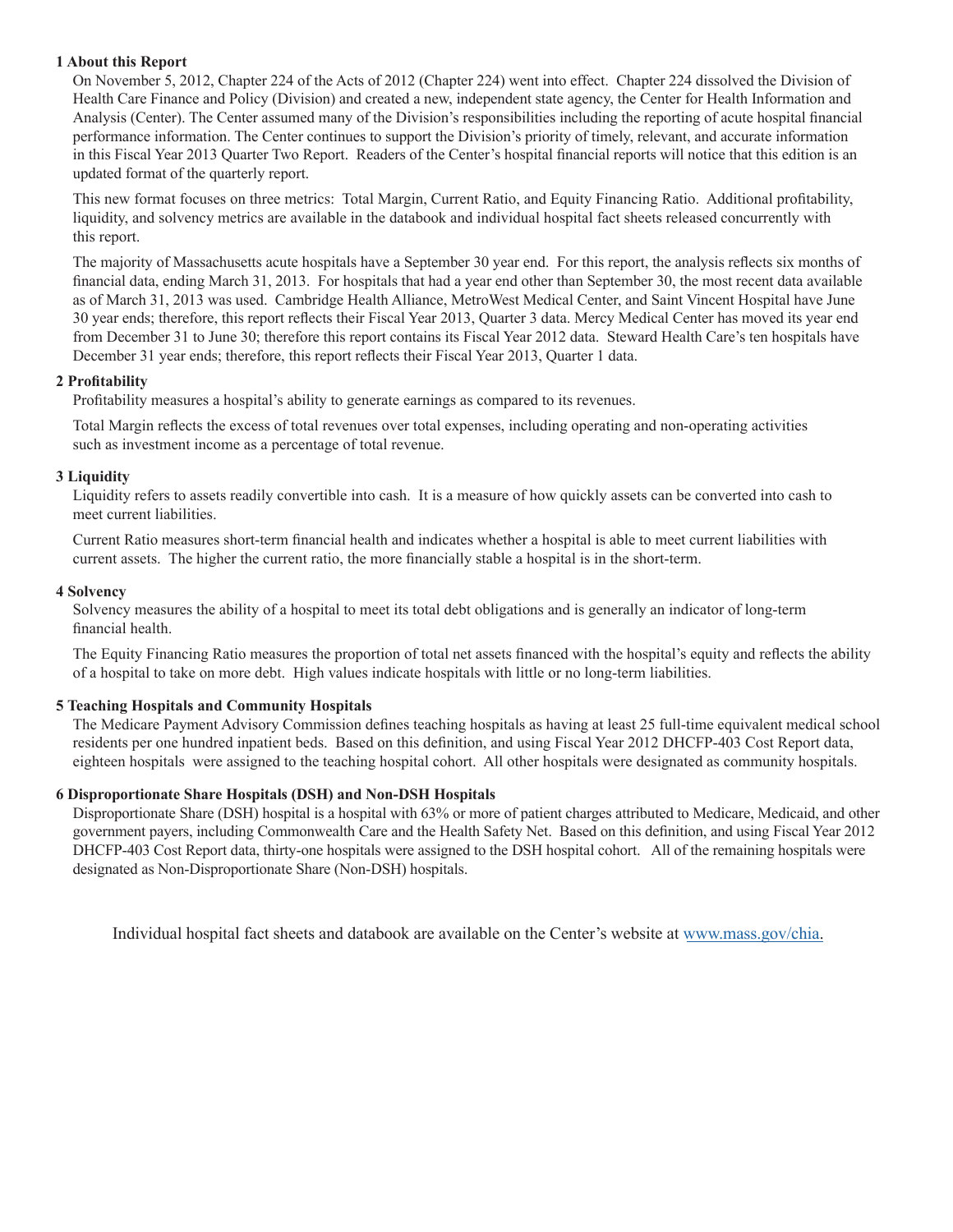## 1 About this Report

On November 5, 2012, Chapter 224 of the Acts of 2012 (Chapter 224) went into effect. Chapter 224 dissolved the Division of Health Care Finance and Policy (Division) and created a new, independent state agency, the Center for Health Information and Analysis (Center). The Center assumed many of the Division's responsibilities including the reporting of acute hospital financial performance information. The Center continues to support the Division's priority of timely, relevant, and accurate information in this Fiscal Year 2013 Quarter Two Report. Readers of the Center's hospital financial reports will notice that this edition is an updated format of the quarterly report.

This new format focuses on three metrics: Total Margin, Current Ratio, and Equity Financing Ratio. Additional profitability, liquidity, and solvency metrics are available in the databook and individual hospital fact sheets released concurrently with this report.

The majority of Massachusetts acute hospitals have a September 30 year end. For this report, the analysis reflects six months of financial data, ending March 31, 2013. For hospitals that had a year end other than September 30, the most recent data available as of March 31, 2013 was used. Cambridge Health Alliance, MetroWest Medical Center, and Saint Vincent Hospital have June 30 year ends; therefore, this report reflects their Fiscal Year 2013, Quarter 3 data. Mercy Medical Center has moved its year end from December 31 to June 30; therefore this report contains its Fiscal Year 2012 data. Steward Health Care's ten hospitals have December 31 year ends; therefore, this report reflects their Fiscal Year 2013, Quarter 1 data.

## 2 Profitability

Profitability measures a hospital's ability to generate earnings as compared to its revenues.

Total Margin reflects the excess of total revenues over total expenses, including operating and non-operating activities such as investment income as a percentage of total revenue.

## 3 Liquidity

Liquidity refers to assets readily convertible into cash. It is a measure of how quickly assets can be converted into cash to meet current liabilities.

Current Ratio measures short-term financial health and indicates whether a hospital is able to meet current liabilities with current assets. The higher the current ratio, the more financially stable a hospital is in the short-term.

## 4 Solvency

Solvency measures the ability of a hospital to meet its total debt obligations and is generally an indicator of long-term financial health.

The Equity Financing Ratio measures the proportion of total net assets financed with the hospital's equity and reflects the ability of a hospital to take on more debt. High values indicate hospitals with little or no long-term liabilities.

## 5 Teaching Hospitals and Community Hospitals

The Medicare Payment Advisory Commission defines teaching hospitals as having at least 25 full-time equivalent medical school residents per one hundred inpatient beds. Based on this definition, and using Fiscal Year 2012 DHCFP-403 Cost Report data, eighteen hospitals were assigned to the teaching hospital cohort. All other hospitals were designated as community hospitals.

## 6 Disproportionate Share Hospitals (DSH) and Non-DSH Hospitals

Disproportionate Share (DSH) hospital is a hospital with 63% or more of patient charges attributed to Medicare, Medicaid, and other government payers, including Commonwealth Care and the Health Safety Net. Based on this definition, and using Fiscal Year 2012 DHCFP-403 Cost Report data, thirty-one hospitals were assigned to the DSH hospital cohort. All of the remaining hospitals were designated as Non-Disproportionate Share (Non-DSH) hospitals.

Individual hospital fact sheets and databook are available on the Center's website at www.mass.gov/chia.